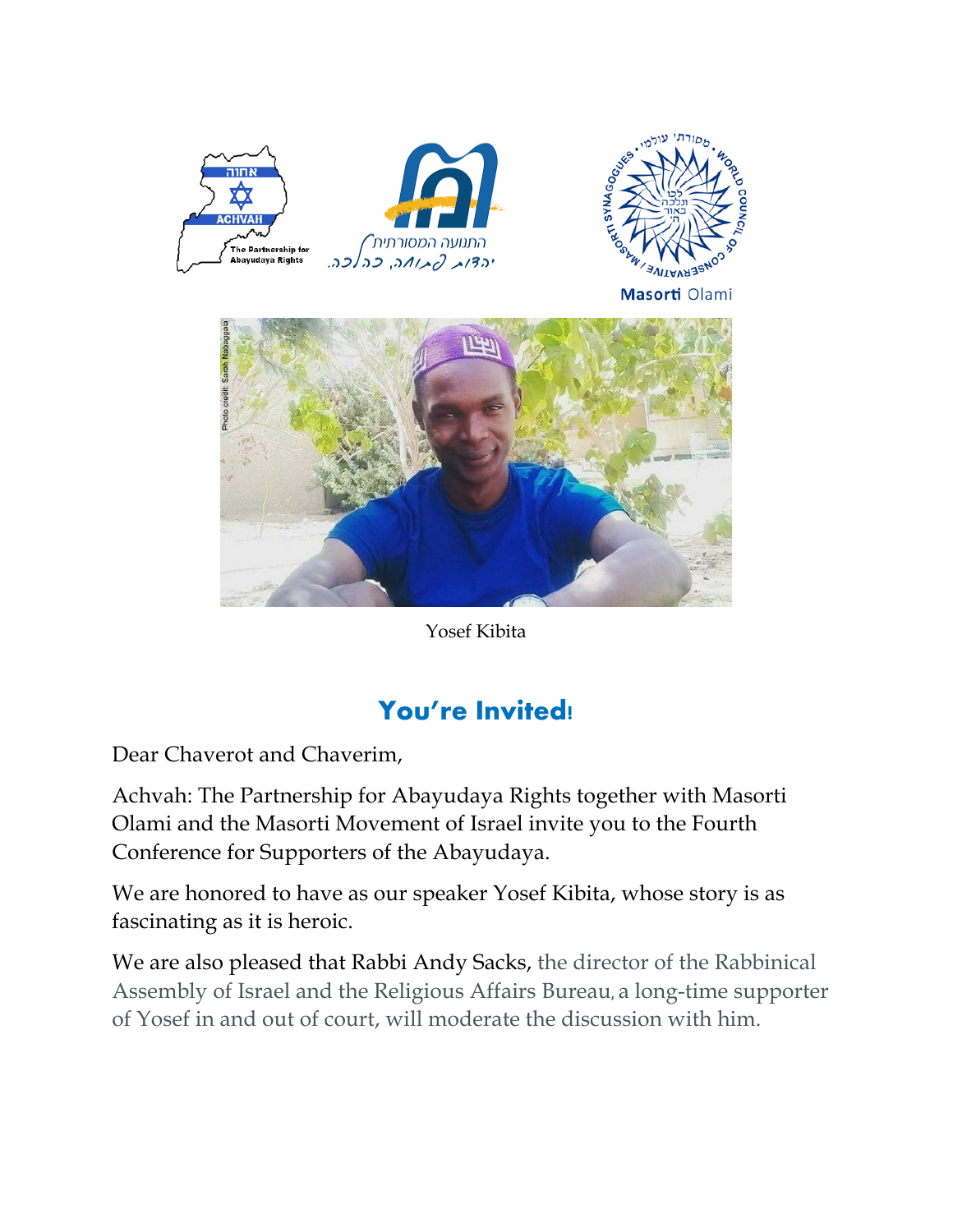Yosef Kibita

## You're Invited!

Dear Chaverot and Chaverim,

Achvah: The Partnership for Abayudaya Rights together with Masorti Olami and the Masorti Movement of Israel invite you to the Fourth Conference for Supporters of the Abayudaya.

We are honored to have as our speaker Yosef Kibita, whose story is as fascinating as it is heroic.

We are also pleased that Rabbi Andy Sacks, the director of the Rabbinical Assembly of Israel and the Religious Affairs Bureau, a long-time supporter of Yosef in and out of court, will moderate the discussion with him.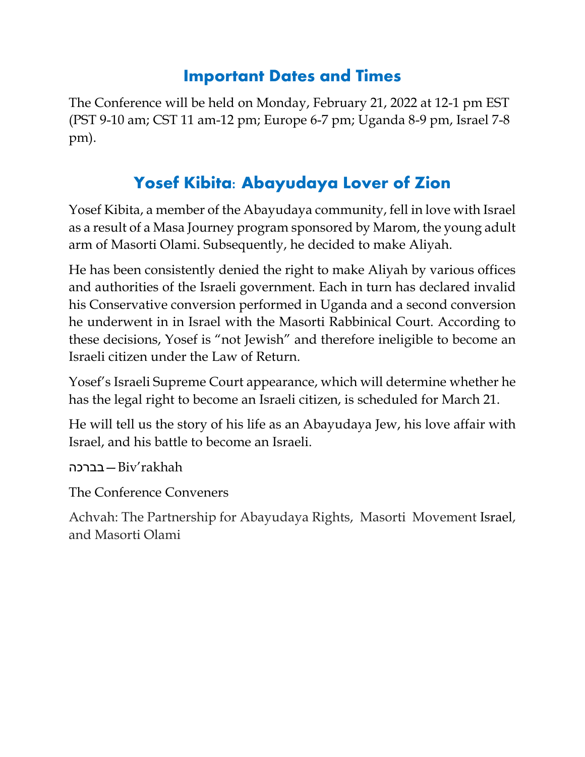## Important Dates and Times

The Conference will be held on Monday, February 21, 2022 at 12-1 pm EST (PST 9-10 am; CST 11 am-12 pm; Europe 6-7 pm; Uganda 8-9 pm, Israel 7-8 pm).

## Yosef Kibita: Abayudaya Lover of Zion

Yosef Kibita, a member of the Abayudaya community, fell in love with Israel as a result of a Masa Journey program sponsored by Marom, the young adult arm of Masorti Olami. Subsequently, he decided to make Aliyah.

He has been consistently denied the right to make Aliyah by various offices and authorities of the Israeli government. Each in turn has declared invalid his Conservative conversion performed in Uganda and a second conversion he underwent in in Israel with the Masorti Rabbinical Court. According to these decisions, Yosef is "not Jewish" and therefore ineligible to become an Israeli citizen under the Law of Return.

Yosef's Israeli Supreme Court appearance, which will determine whether he has the legal right to become an Israeli citizen, is scheduled for March 21.

He will tell us the story of his life as an Abayudaya Jew, his love affair with Israel, and his battle to become an Israeli.

בברכה—Biv'rakhah

The Conference Conveners

Achvah: The Partnership for Abayudaya Rights, Masorti Movement Israel, and Masorti Olami